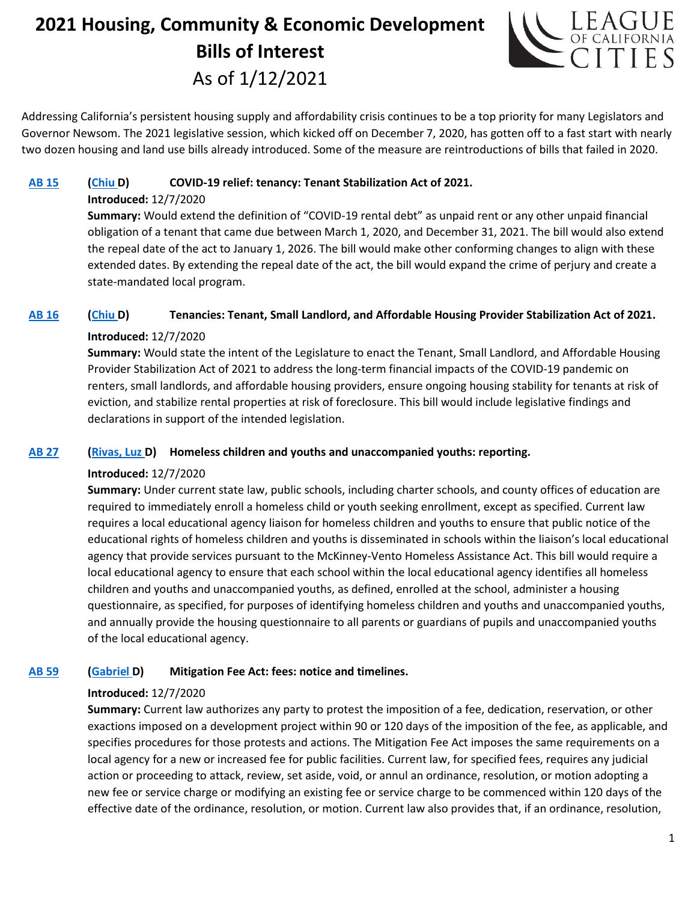# 2021 Housing, Community & Economic Development Bills of Interest

As of 1/12/2021

Addressing California's persistent housing supply and affordability crisis continues to be a top priority for many Legislators and Governor Newsom. The 2021 legislative session, which kicked off on December 7, 2020, has gotten off to a fast start with nearly two dozen housing and land use bills already introduced. Some of the measure are reintroductions of bills that failed in 2020.

**AB 15** **(Chiu D)** **COVID-19 relief: tenancy: Tenant Stabilization Act of 2021.**

**Introduced:** 12/7/2020

**Summary:** Would extend the definition of "COVID-19 rental debt" as unpaid rent or any other unpaid financial obligation of a tenant that came due between March 1, 2020, and December 31, 2021. The bill would also extend the repeal date of the act to January 1, 2026. The bill would make other conforming changes to align with these extended dates. By extending the repeal date of the act, the bill would expand the crime of perjury and create a state-mandated local program.

**AB 16** **(Chiu D)** **Tenancies: Tenant, Small Landlord, and Affordable Housing Provider Stabilization Act of 2021.**

**Introduced:** 12/7/2020

**Summary:** Would state the intent of the Legislature to enact the Tenant, Small Landlord, and Affordable Housing Provider Stabilization Act of 2021 to address the long-term financial impacts of the COVID-19 pandemic on renters, small landlords, and affordable housing providers, ensure ongoing housing stability for tenants at risk of eviction, and stabilize rental properties at risk of foreclosure. This bill would include legislative findings and declarations in support of the intended legislation.

**AB 27** **(Rivas, Luz D)** **Homeless children and youths and unaccompanied youths: reporting.**

**Introduced:** 12/7/2020

**Summary:** Under current state law, public schools, including charter schools, and county offices of education are required to immediately enroll a homeless child or youth seeking enrollment, except as specified. Current law requires a local educational agency liaison for homeless children and youths to ensure that public notice of the educational rights of homeless children and youths is disseminated in schools within the liaison's local educational agency that provide services pursuant to the McKinney-Vento Homeless Assistance Act. This bill would require a local educational agency to ensure that each school within the local educational agency identifies all homeless children and youths and unaccompanied youths, as defined, enrolled at the school, administer a housing questionnaire, as specified, for purposes of identifying homeless children and youths and unaccompanied youths, and annually provide the housing questionnaire to all parents or guardians of pupils and unaccompanied youths of the local educational agency.

**AB 59** **(Gabriel D)** **Mitigation Fee Act: fees: notice and timelines.**

**Introduced:** 12/7/2020

**Summary:** Current law authorizes any party to protest the imposition of a fee, dedication, reservation, or other exactions imposed on a development project within 90 or 120 days of the imposition of the fee, as applicable, and specifies procedures for those protests and actions. The Mitigation Fee Act imposes the same requirements on a local agency for a new or increased fee for public facilities. Current law, for specified fees, requires any judicial action or proceeding to attack, review, set aside, void, or annul an ordinance, resolution, or motion adopting a new fee or service charge or modifying an existing fee or service charge to be commenced within 120 days of the effective date of the ordinance, resolution, or motion. Current law also provides that, if an ordinance, resolution,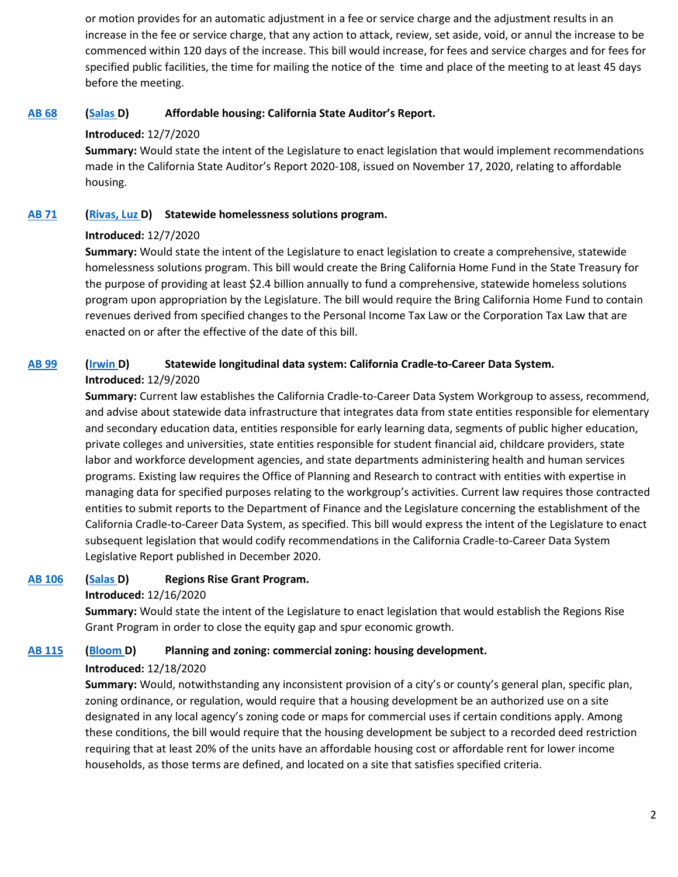or motion provides for an automatic adjustment in a fee or service charge and the adjustment results in an increase in the fee or service charge, that any action to attack, review, set aside, void, or annul the increase to be commenced within 120 days of the increase. This bill would increase, for fees and service charges and for fees for specified public facilities, the time for mailing the notice of the time and place of the meeting to at least 45 days before the meeting.

**AB 68** **(Salas D)** **Affordable housing: California State Auditor's Report.**

**Introduced:** 12/7/2020
**Summary:** Would state the intent of the Legislature to enact legislation that would implement recommendations made in the California State Auditor's Report 2020-108, issued on November 17, 2020, relating to affordable housing.

**AB 71** **(Rivas, Luz D)** **Statewide homelessness solutions program.**

**Introduced:** 12/7/2020
**Summary:** Would state the intent of the Legislature to enact legislation to create a comprehensive, statewide homelessness solutions program. This bill would create the Bring California Home Fund in the State Treasury for the purpose of providing at least $2.4 billion annually to fund a comprehensive, statewide homeless solutions program upon appropriation by the Legislature. The bill would require the Bring California Home Fund to contain revenues derived from specified changes to the Personal Income Tax Law or the Corporation Tax Law that are enacted on or after the effective of the date of this bill.

**AB 99** **(Irwin D)** **Statewide longitudinal data system: California Cradle-to-Career Data System.**
**Introduced:** 12/9/2020
**Summary:** Current law establishes the California Cradle-to-Career Data System Workgroup to assess, recommend, and advise about statewide data infrastructure that integrates data from state entities responsible for elementary and secondary education data, entities responsible for early learning data, segments of public higher education, private colleges and universities, state entities responsible for student financial aid, childcare providers, state labor and workforce development agencies, and state departments administering health and human services programs. Existing law requires the Office of Planning and Research to contract with entities with expertise in managing data for specified purposes relating to the workgroup's activities. Current law requires those contracted entities to submit reports to the Department of Finance and the Legislature concerning the establishment of the California Cradle-to-Career Data System, as specified. This bill would express the intent of the Legislature to enact subsequent legislation that would codify recommendations in the California Cradle-to-Career Data System Legislative Report published in December 2020.

**AB 106** **(Salas D)** **Regions Rise Grant Program.**
**Introduced:** 12/16/2020
**Summary:** Would state the intent of the Legislature to enact legislation that would establish the Regions Rise Grant Program in order to close the equity gap and spur economic growth.

**AB 115** **(Bloom D)** **Planning and zoning: commercial zoning: housing development.**
**Introduced:** 12/18/2020
**Summary:** Would, notwithstanding any inconsistent provision of a city's or county's general plan, specific plan, zoning ordinance, or regulation, would require that a housing development be an authorized use on a site designated in any local agency's zoning code or maps for commercial uses if certain conditions apply. Among these conditions, the bill would require that the housing development be subject to a recorded deed restriction requiring that at least 20% of the units have an affordable housing cost or affordable rent for lower income households, as those terms are defined, and located on a site that satisfies specified criteria.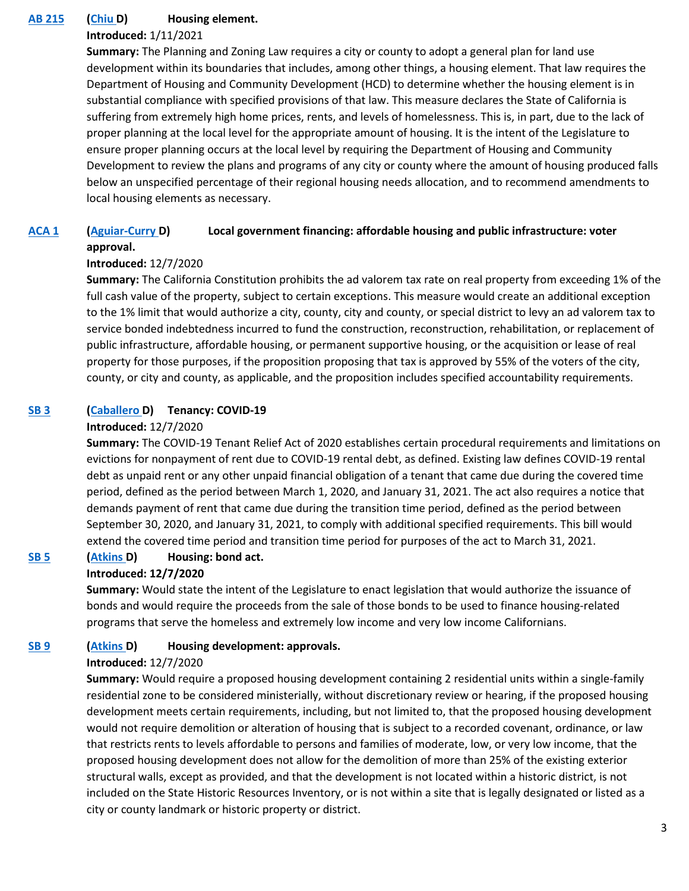**AB 215** **(Chiu D)** **Housing element.**

**Introduced:** 1/11/2021

**Summary:** The Planning and Zoning Law requires a city or county to adopt a general plan for land use development within its boundaries that includes, among other things, a housing element. That law requires the Department of Housing and Community Development (HCD) to determine whether the housing element is in substantial compliance with specified provisions of that law. This measure declares the State of California is suffering from extremely high home prices, rents, and levels of homelessness. This is, in part, due to the lack of proper planning at the local level for the appropriate amount of housing. It is the intent of the Legislature to ensure proper planning occurs at the local level by requiring the Department of Housing and Community Development to review the plans and programs of any city or county where the amount of housing produced falls below an unspecified percentage of their regional housing needs allocation, and to recommend amendments to local housing elements as necessary.

**ACA 1** **(Aguiar-Curry D)** **Local government financing: affordable housing and public infrastructure: voter approval.**

**Introduced:** 12/7/2020

**Summary:** The California Constitution prohibits the ad valorem tax rate on real property from exceeding 1% of the full cash value of the property, subject to certain exceptions. This measure would create an additional exception to the 1% limit that would authorize a city, county, city and county, or special district to levy an ad valorem tax to service bonded indebtedness incurred to fund the construction, reconstruction, rehabilitation, or replacement of public infrastructure, affordable housing, or permanent supportive housing, or the acquisition or lease of real property for those purposes, if the proposition proposing that tax is approved by 55% of the voters of the city, county, or city and county, as applicable, and the proposition includes specified accountability requirements.

**SB 3** **(Caballero D)** **Tenancy: COVID-19**

**Introduced:** 12/7/2020

**Summary:** The COVID-19 Tenant Relief Act of 2020 establishes certain procedural requirements and limitations on evictions for nonpayment of rent due to COVID-19 rental debt, as defined. Existing law defines COVID-19 rental debt as unpaid rent or any other unpaid financial obligation of a tenant that came due during the covered time period, defined as the period between March 1, 2020, and January 31, 2021. The act also requires a notice that demands payment of rent that came due during the transition time period, defined as the period between September 30, 2020, and January 31, 2021, to comply with additional specified requirements. This bill would extend the covered time period and transition time period for purposes of the act to March 31, 2021.

**SB 5** **(Atkins D)** **Housing: bond act.**

**Introduced: 12/7/2020**

**Summary:** Would state the intent of the Legislature to enact legislation that would authorize the issuance of bonds and would require the proceeds from the sale of those bonds to be used to finance housing-related programs that serve the homeless and extremely low income and very low income Californians.

**SB 9** **(Atkins D)** **Housing development: approvals.**

**Introduced:** 12/7/2020

**Summary:** Would require a proposed housing development containing 2 residential units within a single-family residential zone to be considered ministerially, without discretionary review or hearing, if the proposed housing development meets certain requirements, including, but not limited to, that the proposed housing development would not require demolition or alteration of housing that is subject to a recorded covenant, ordinance, or law that restricts rents to levels affordable to persons and families of moderate, low, or very low income, that the proposed housing development does not allow for the demolition of more than 25% of the existing exterior structural walls, except as provided, and that the development is not located within a historic district, is not included on the State Historic Resources Inventory, or is not within a site that is legally designated or listed as a city or county landmark or historic property or district.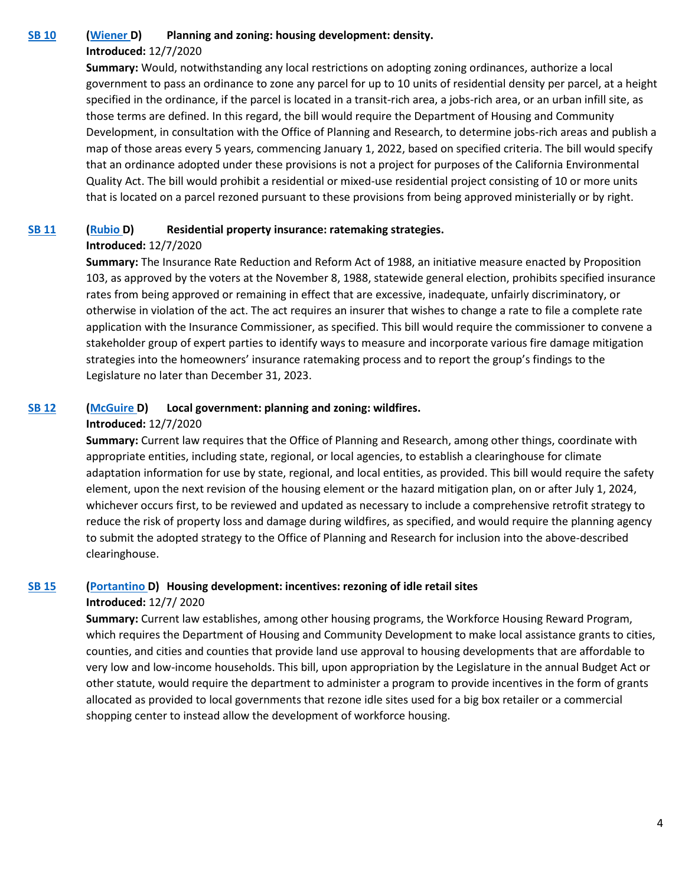**SB 10** **(Wiener D)** **Planning and zoning: housing development: density.**

**Introduced:** 12/7/2020

**Summary:** Would, notwithstanding any local restrictions on adopting zoning ordinances, authorize a local government to pass an ordinance to zone any parcel for up to 10 units of residential density per parcel, at a height specified in the ordinance, if the parcel is located in a transit-rich area, a jobs-rich area, or an urban infill site, as those terms are defined. In this regard, the bill would require the Department of Housing and Community Development, in consultation with the Office of Planning and Research, to determine jobs-rich areas and publish a map of those areas every 5 years, commencing January 1, 2022, based on specified criteria. The bill would specify that an ordinance adopted under these provisions is not a project for purposes of the California Environmental Quality Act. The bill would prohibit a residential or mixed-use residential project consisting of 10 or more units that is located on a parcel rezoned pursuant to these provisions from being approved ministerially or by right.

**SB 11** **(Rubio D)** **Residential property insurance: ratemaking strategies.**

**Introduced:** 12/7/2020

**Summary:** The Insurance Rate Reduction and Reform Act of 1988, an initiative measure enacted by Proposition 103, as approved by the voters at the November 8, 1988, statewide general election, prohibits specified insurance rates from being approved or remaining in effect that are excessive, inadequate, unfairly discriminatory, or otherwise in violation of the act. The act requires an insurer that wishes to change a rate to file a complete rate application with the Insurance Commissioner, as specified. This bill would require the commissioner to convene a stakeholder group of expert parties to identify ways to measure and incorporate various fire damage mitigation strategies into the homeowners' insurance ratemaking process and to report the group's findings to the Legislature no later than December 31, 2023.

**SB 12** **(McGuire D)** **Local government: planning and zoning: wildfires.**

**Introduced:** 12/7/2020

**Summary:** Current law requires that the Office of Planning and Research, among other things, coordinate with appropriate entities, including state, regional, or local agencies, to establish a clearinghouse for climate adaptation information for use by state, regional, and local entities, as provided. This bill would require the safety element, upon the next revision of the housing element or the hazard mitigation plan, on or after July 1, 2024, whichever occurs first, to be reviewed and updated as necessary to include a comprehensive retrofit strategy to reduce the risk of property loss and damage during wildfires, as specified, and would require the planning agency to submit the adopted strategy to the Office of Planning and Research for inclusion into the above-described clearinghouse.

**SB 15** **(Portantino D)** **Housing development: incentives: rezoning of idle retail sites**

**Introduced:** 12/7/ 2020

**Summary:** Current law establishes, among other housing programs, the Workforce Housing Reward Program, which requires the Department of Housing and Community Development to make local assistance grants to cities, counties, and cities and counties that provide land use approval to housing developments that are affordable to very low and low-income households. This bill, upon appropriation by the Legislature in the annual Budget Act or other statute, would require the department to administer a program to provide incentives in the form of grants allocated as provided to local governments that rezone idle sites used for a big box retailer or a commercial shopping center to instead allow the development of workforce housing.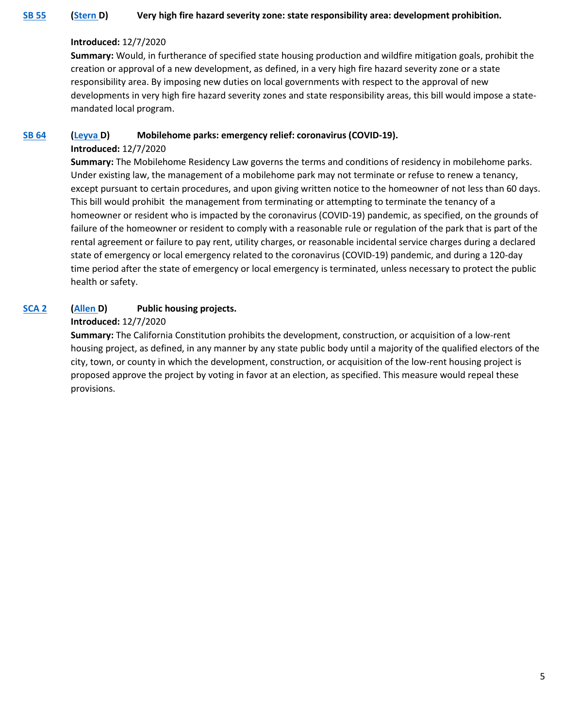**SB 55** **(Stern D)** **Very high fire hazard severity zone: state responsibility area: development prohibition.**

**Introduced:** 12/7/2020

**Summary:** Would, in furtherance of specified state housing production and wildfire mitigation goals, prohibit the creation or approval of a new development, as defined, in a very high fire hazard severity zone or a state responsibility area. By imposing new duties on local governments with respect to the approval of new developments in very high fire hazard severity zones and state responsibility areas, this bill would impose a state-mandated local program.

**SB 64** **(Leyva D)** **Mobilehome parks: emergency relief: coronavirus (COVID-19).**

**Introduced:** 12/7/2020

**Summary:** The Mobilehome Residency Law governs the terms and conditions of residency in mobilehome parks. Under existing law, the management of a mobilehome park may not terminate or refuse to renew a tenancy, except pursuant to certain procedures, and upon giving written notice to the homeowner of not less than 60 days. This bill would prohibit the management from terminating or attempting to terminate the tenancy of a homeowner or resident who is impacted by the coronavirus (COVID-19) pandemic, as specified, on the grounds of failure of the homeowner or resident to comply with a reasonable rule or regulation of the park that is part of the rental agreement or failure to pay rent, utility charges, or reasonable incidental service charges during a declared state of emergency or local emergency related to the coronavirus (COVID-19) pandemic, and during a 120-day time period after the state of emergency or local emergency is terminated, unless necessary to protect the public health or safety.

**SCA 2** **(Allen D)** **Public housing projects.**

**Introduced:** 12/7/2020

**Summary:** The California Constitution prohibits the development, construction, or acquisition of a low-rent housing project, as defined, in any manner by any state public body until a majority of the qualified electors of the city, town, or county in which the development, construction, or acquisition of the low-rent housing project is proposed approve the project by voting in favor at an election, as specified. This measure would repeal these provisions.